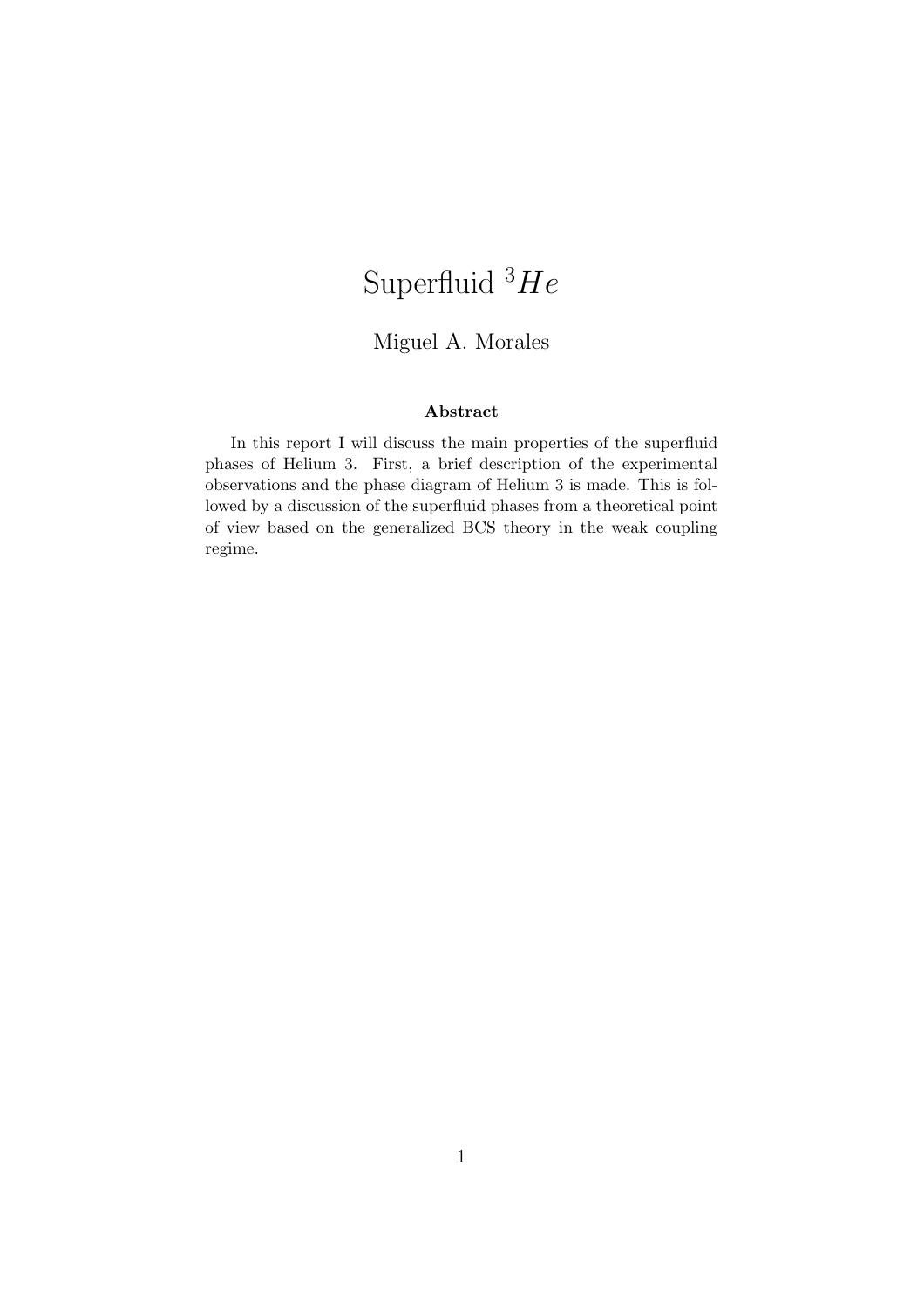# Superfluid $^3He$

Miguel A. Morales

### Abstract

In this report I will discuss the main properties of the superfluid phases of Helium 3. First, a brief description of the experimental observations and the phase diagram of Helium 3 is made. This is followed by a discussion of the superfluid phases from a theoretical point of view based on the generalized BCS theory in the weak coupling regime.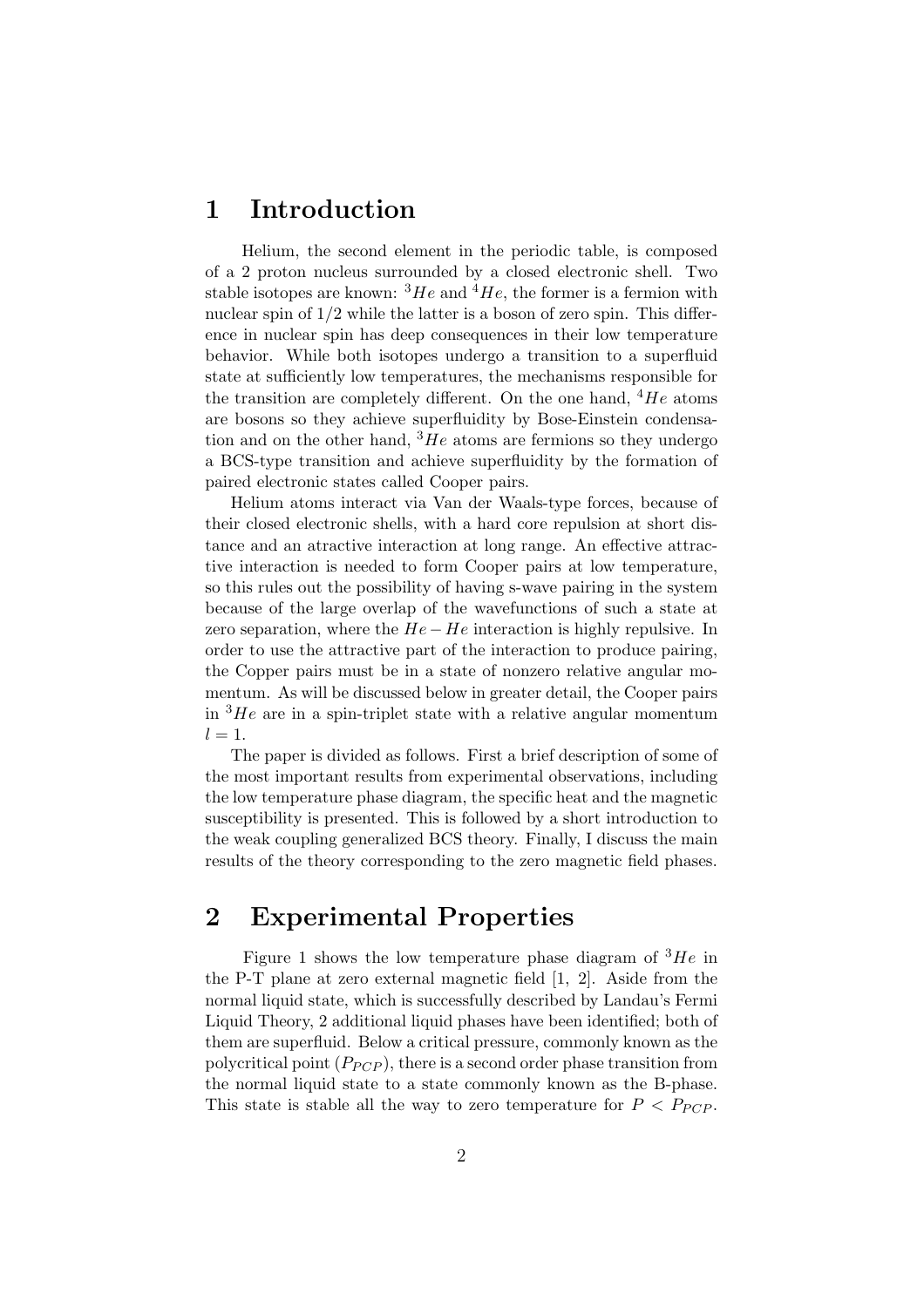# 1 Introduction

Helium, the second element in the periodic table, is composed of a 2 proton nucleus surrounded by a closed electronic shell. Two stable isotopes are known: $^3He$ and $^4He$, the former is a fermion with nuclear spin of 1/2 while the latter is a boson of zero spin. This difference in nuclear spin has deep consequences in their low temperature behavior. While both isotopes undergo a transition to a superfluid state at sufficiently low temperatures, the mechanisms responsible for the transition are completely different. On the one hand, $^4He$ atoms are bosons so they achieve superfluidity by Bose-Einstein condensation and on the other hand, $^3He$ atoms are fermions so they undergo a BCS-type transition and achieve superfluidity by the formation of paired electronic states called Cooper pairs.

Helium atoms interact via Van der Waals-type forces, because of their closed electronic shells, with a hard core repulsion at short distance and an attractive interaction at long range. An effective attractive interaction is needed to form Cooper pairs at low temperature, so this rules out the possibility of having s-wave pairing in the system because of the large overlap of the wavefunctions of such a state at zero separation, where the $He-He$ interaction is highly repulsive. In order to use the attractive part of the interaction to produce pairing, the Copper pairs must be in a state of nonzero relative angular momentum. As will be discussed below in greater detail, the Cooper pairs in $^3He$ are in a spin-triplet state with a relative angular momentum $l = 1$.

The paper is divided as follows. First a brief description of some of the most important results from experimental observations, including the low temperature phase diagram, the specific heat and the magnetic susceptibility is presented. This is followed by a short introduction to the weak coupling generalized BCS theory. Finally, I discuss the main results of the theory corresponding to the zero magnetic field phases.

# 2 Experimental Properties

Figure 1 shows the low temperature phase diagram of $^3He$ in the P-T plane at zero external magnetic field [1, 2]. Aside from the normal liquid state, which is successfully described by Landau's Fermi Liquid Theory, 2 additional liquid phases have been identified; both of them are superfluid. Below a critical pressure, commonly known as the polycritical point ($P_{PCP}$), there is a second order phase transition from the normal liquid state to a state commonly known as the B-phase. This state is stable all the way to zero temperature for $P < P_{PCP}$.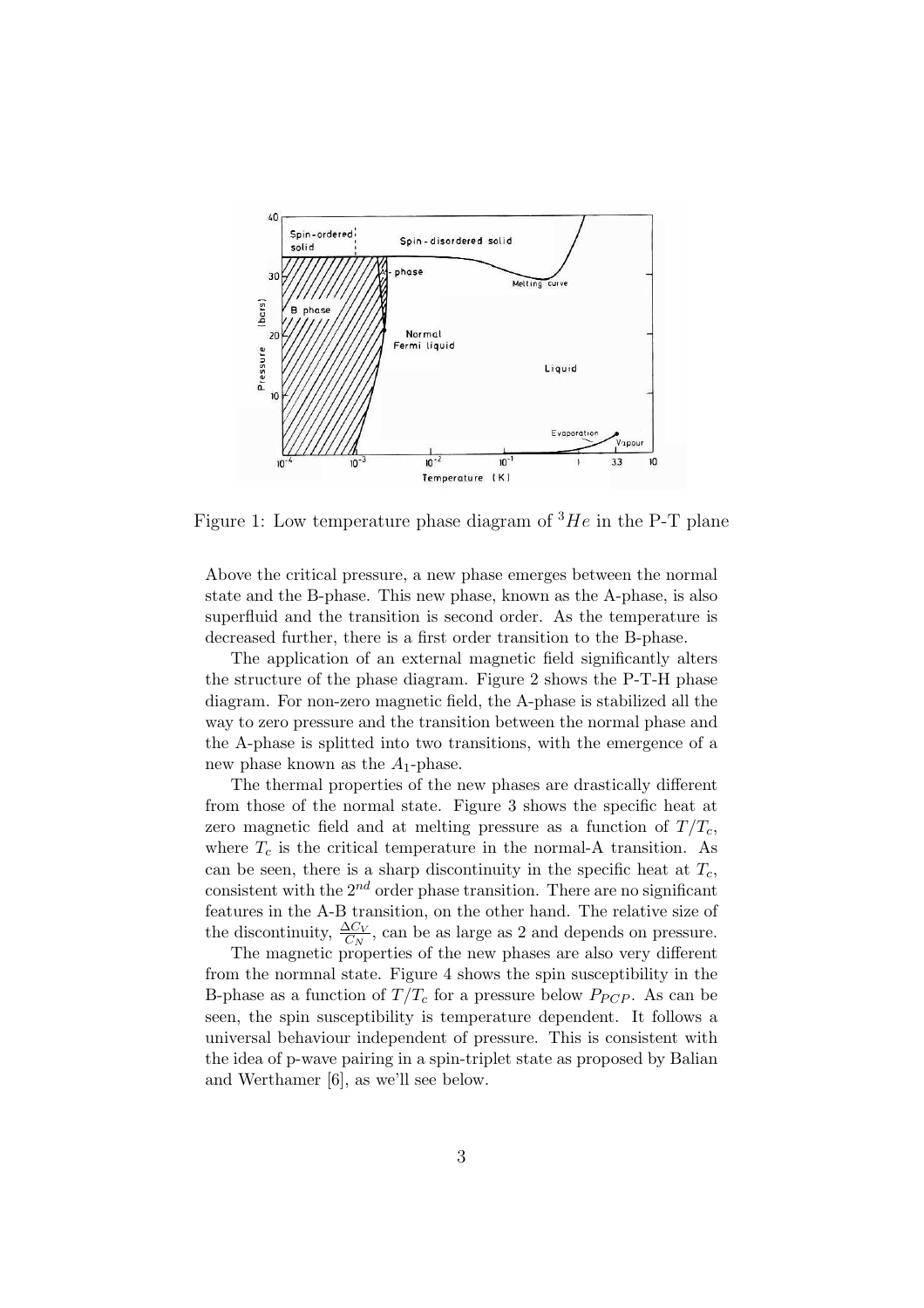Figure 1: Low temperature phase diagram of $^3He$ in the P-T plane

Above the critical pressure, a new phase emerges between the normal state and the B-phase. This new phase, known as the A-phase, is also superfluid and the transition is second order. As the temperature is decreased further, there is a first order transition to the B-phase.

The application of an external magnetic field significantly alters the structure of the phase diagram. Figure 2 shows the P-T-H phase diagram. For non-zero magnetic field, the A-phase is stabilized all the way to zero pressure and the transition between the normal phase and the A-phase is splitted into two transitions, with the emergence of a new phase known as the $A_1$-phase.

The thermal properties of the new phases are drastically different from those of the normal state. Figure 3 shows the specific heat at zero magnetic field and at melting pressure as a function of $T/T_c$, where $T_c$ is the critical temperature in the normal-A transition. As can be seen, there is a sharp discontinuity in the specific heat at $T_c$, consistent with the $2^{nd}$ order phase transition. There are no significant features in the A-B transition, on the other hand. The relative size of the discontinuity, $\frac{\Delta C_V}{C_N}$, can be as large as 2 and depends on pressure.

The magnetic properties of the new phases are also very different from the normnal state. Figure 4 shows the spin susceptibility in the B-phase as a function of $T/T_c$ for a pressure below $P_{PCP}$. As can be seen, the spin susceptibility is temperature dependent. It follows a universal behaviour independent of pressure. This is consistent with the idea of p-wave pairing in a spin-triplet state as proposed by Balian and Werthamer [6], as we'll see below.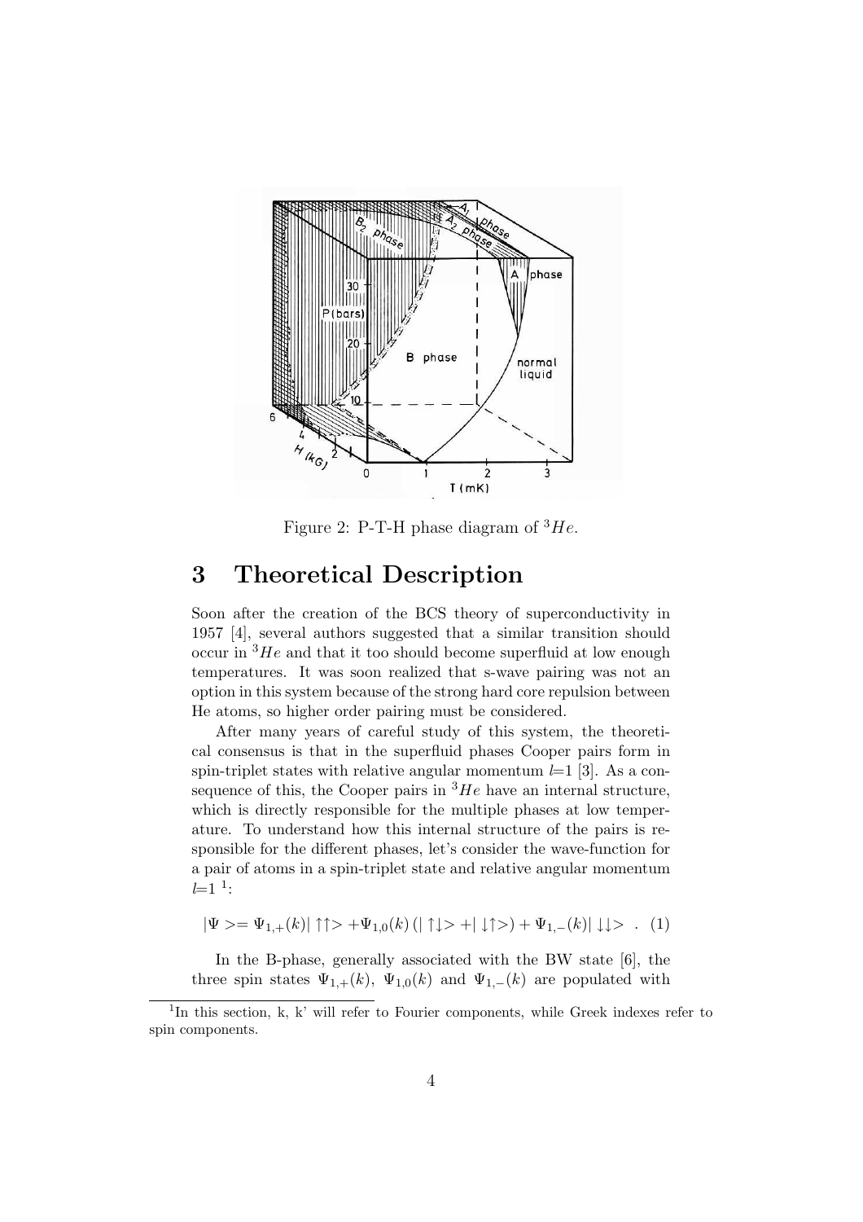Figure 2: P-T-H phase diagram of $^3He$.

# 3 Theoretical Description

Soon after the creation of the BCS theory of superconductivity in 1957 [4], several authors suggested that a similar transition should occur in $^3He$ and that it too should become superfluid at low enough temperatures. It was soon realized that s-wave pairing was not an option in this system because of the strong hard core repulsion between He atoms, so higher order pairing must be considered.

After many years of careful study of this system, the theoretical consensus is that in the superfluid phases Cooper pairs form in spin-triplet states with relative angular momentum $l$=1 [3]. As a consequence of this, the Cooper pairs in $^3He$ have an internal structure, which is directly responsible for the multiple phases at low temperature. To understand how this internal structure of the pairs is responsible for the different phases, let's consider the wave-function for a pair of atoms in a spin-triplet state and relative angular momentum $l$=1 [1]:

$$|\Psi> = \Psi_{1,+}(k)|\uparrow\uparrow> + \Psi_{1,0}(k)\,(|\uparrow\downarrow> + |\downarrow\uparrow>) + \Psi_{1,-}(k)|\downarrow\downarrow> \quad . \quad (1)$$

In the B-phase, generally associated with the BW state [6], the three spin states $\Psi_{1,+}(k)$, $\Psi_{1,0}(k)$ and $\Psi_{1,-}(k)$ are populated with

[1] In this section, k, k' will refer to Fourier components, while Greek indexes refer to spin components.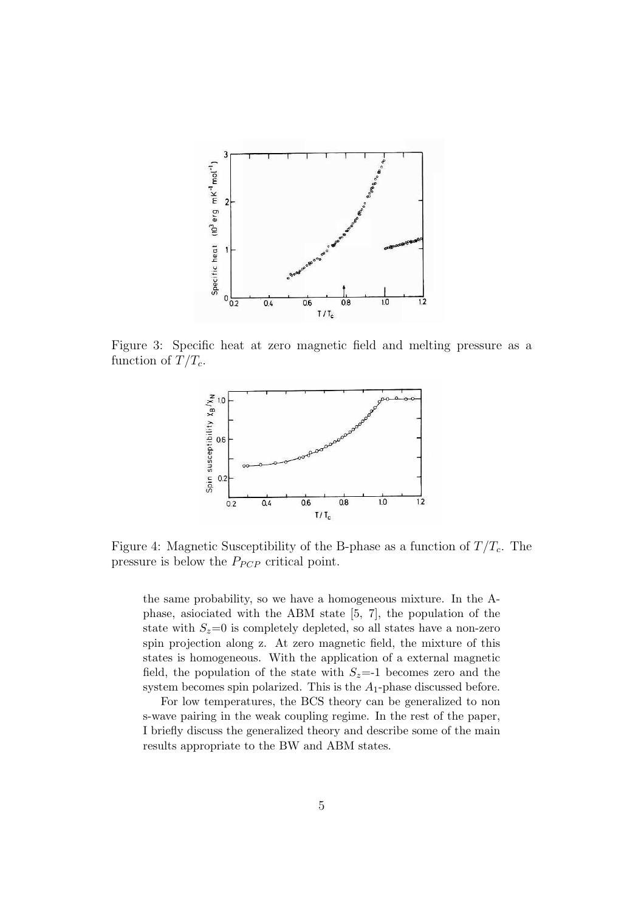Figure 3: Specific heat at zero magnetic field and melting pressure as a function of $T/T_c$.

Figure 4: Magnetic Susceptibility of the B-phase as a function of $T/T_c$. The pressure is below the $P_{PCP}$ critical point.

the same probability, so we have a homogeneous mixture. In the A-phase, asiociated with the ABM state [5, 7], the population of the state with $S_z$=0 is completely depleted, so all states have a non-zero spin projection along z. At zero magnetic field, the mixture of this states is homogeneous. With the application of a external magnetic field, the population of the state with $S_z$=-1 becomes zero and the system becomes spin polarized. This is the $A_1$-phase discussed before.

For low temperatures, the BCS theory can be generalized to non s-wave pairing in the weak coupling regime. In the rest of the paper, I briefly discuss the generalized theory and describe some of the main results appropriate to the BW and ABM states.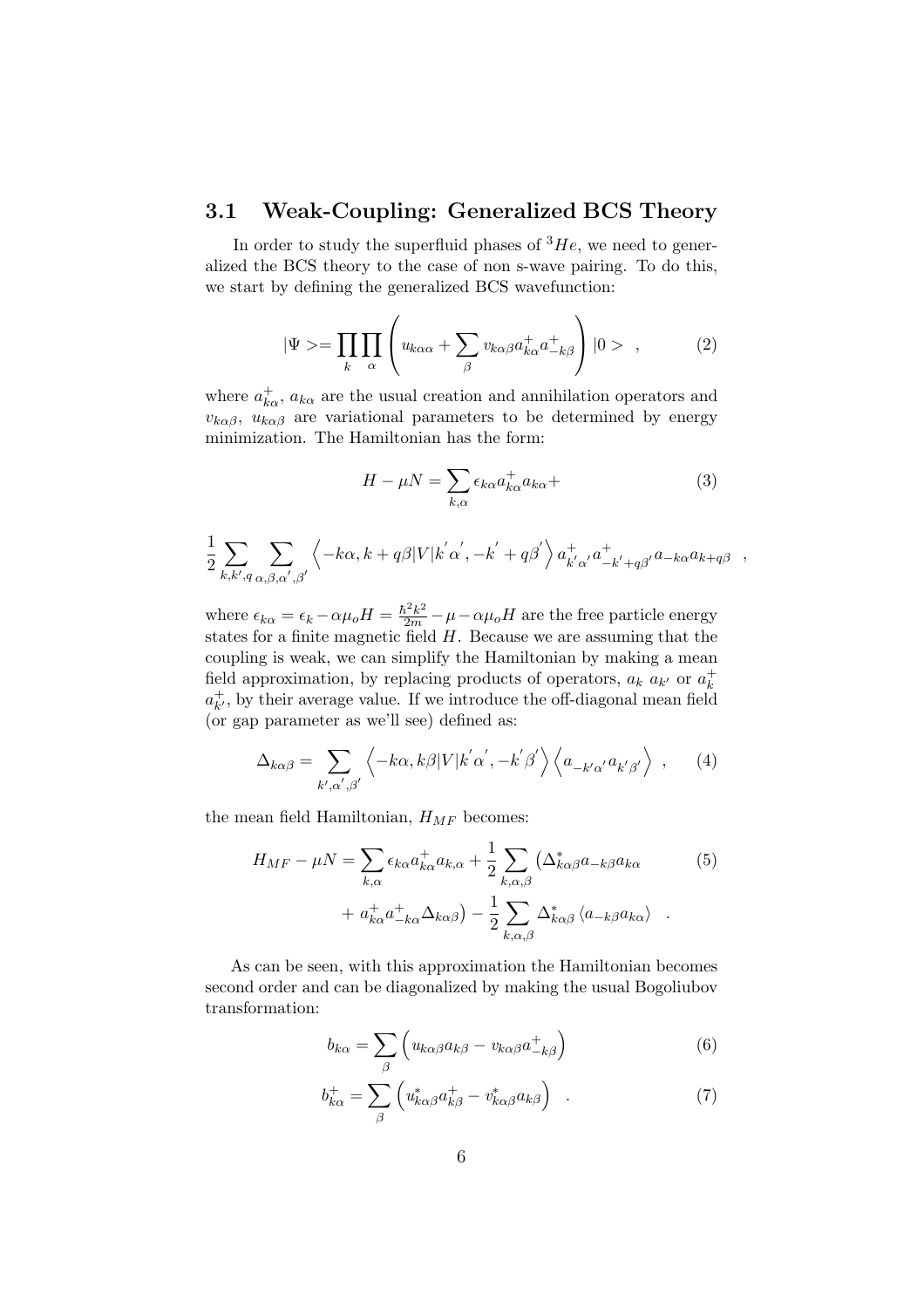### 3.1 Weak-Coupling: Generalized BCS Theory

In order to study the superfluid phases of $^3He$, we need to generalized the BCS theory to the case of non s-wave pairing. To do this, we start by defining the generalized BCS wavefunction:

$$|\Psi> = \prod_k \prod_\alpha \left( u_{k\alpha\alpha} + \sum_\beta v_{k\alpha\beta} a^+_{k\alpha} a^+_{-k\beta} \right) |0> \quad , \tag{2}$$

where $a^+_{k\alpha}$, $a_{k\alpha}$ are the usual creation and annihilation operators and $v_{k\alpha\beta}$, $u_{k\alpha\beta}$ are variational parameters to be determined by energy minimization. The Hamiltonian has the form:

$$H - \mu N = \sum_{k,\alpha} \epsilon_{k\alpha} a^+_{k\alpha} a_{k\alpha} + \tag{3}$$

$$\frac{1}{2} \sum_{k,k',q} \sum_{\alpha,\beta,\alpha',\beta'} \left\langle -k\alpha, k+q\beta | V | k'\alpha', -k' + q\beta' \right\rangle a^+_{k'\alpha'} a^+_{-k'+q\beta'} a_{-k\alpha} a_{k+q\beta} \quad ,$$

where $\epsilon_{k\alpha} = \epsilon_k - \alpha\mu_o H = \frac{\hbar^2 k^2}{2m} - \mu - \alpha\mu_o H$ are the free particle energy states for a finite magnetic field $H$. Because we are assuming that the coupling is weak, we can simplify the Hamiltonian by making a mean field approximation, by replacing products of operators, $a_k \ a_{k'}$ or $a^+_k$ $a^+_{k'}$, by their average value. If we introduce the off-diagonal mean field (or gap parameter as we'll see) defined as:

$$\Delta_{k\alpha\beta} = \sum_{k',\alpha',\beta'} \left\langle -k\alpha, k\beta | V | k'\alpha', -k'\beta' \right\rangle \left\langle a_{-k'\alpha'} a_{k'\beta'} \right\rangle \quad , \tag{4}$$

the mean field Hamiltonian, $H_{MF}$ becomes:

$$\begin{aligned} H_{MF} - \mu N = & \sum_{k,\alpha} \epsilon_{k\alpha} a^+_{k\alpha} a_{k,\alpha} + \frac{1}{2} \sum_{k,\alpha,\beta} \left( \Delta^*_{k\alpha\beta} a_{-k\beta} a_{k\alpha} \right. \\ & \left. + \, a^+_{k\alpha} a^+_{-k\alpha} \Delta_{k\alpha\beta} \right) - \frac{1}{2} \sum_{k,\alpha,\beta} \Delta^*_{k\alpha\beta} \left\langle a_{-k\beta} a_{k\alpha} \right\rangle \quad . \end{aligned} \tag{5}$$

As can be seen, with this approximation the Hamiltonian becomes second order and can be diagonalized by making the usual Bogoliubov transformation:

$$b_{k\alpha} = \sum_\beta \left( u_{k\alpha\beta} a_{k\beta} - v_{k\alpha\beta} a^+_{-k\beta} \right) \tag{6}$$

$$b^+_{k\alpha} = \sum_\beta \left( u^*_{k\alpha\beta} a^+_{k\beta} - v^*_{k\alpha\beta} a_{k\beta} \right) \quad . \tag{7}$$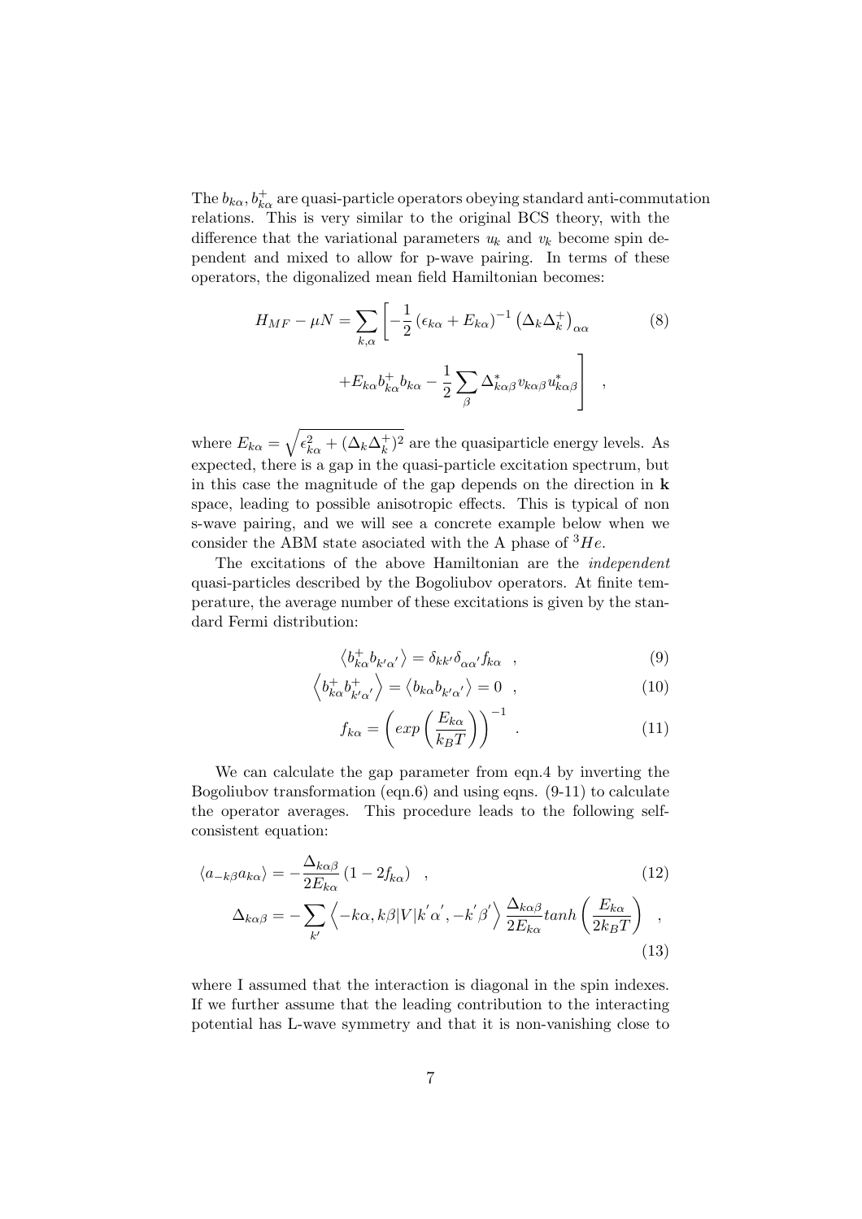The $b_{k\alpha}, b^+_{k\alpha}$ are quasi-particle operators obeying standard anti-commutation relations. This is very similar to the original BCS theory, with the difference that the variational parameters $u_k$ and $v_k$ become spin dependent and mixed to allow for p-wave pairing. In terms of these operators, the digonalized mean field Hamiltonian becomes:

$$
\begin{aligned}
H_{MF} - \mu N = \sum_{k,\alpha} \Bigg[ & -\frac{1}{2} \left(\epsilon_{k\alpha} + E_{k\alpha}\right)^{-1} \left(\Delta_k \Delta_k^+\right)_{\alpha\alpha} \\
& + E_{k\alpha} b^+_{k\alpha} b_{k\alpha} - \frac{1}{2} \sum_{\beta} \Delta^*_{k\alpha\beta} v_{k\alpha\beta} u^*_{k\alpha\beta} \Bigg] \quad ,
\end{aligned}
\tag{8}
$$

where $E_{k\alpha} = \sqrt{\epsilon_{k\alpha}^2 + (\Delta_k \Delta_k^+)^2}$ are the quasiparticle energy levels. As expected, there is a gap in the quasi-particle excitation spectrum, but in this case the magnitude of the gap depends on the direction in $\mathbf{k}$ space, leading to possible anisotropic effects. This is typical of non s-wave pairing, and we will see a concrete example below when we consider the ABM state asociated with the A phase of $^3He$.

The excitations of the above Hamiltonian are the *independent* quasi-particles described by the Bogoliubov operators. At finite temperature, the average number of these excitations is given by the standard Fermi distribution:

$$
\left\langle b^+_{k\alpha} b_{k'\alpha'} \right\rangle = \delta_{kk'} \delta_{\alpha\alpha'} f_{k\alpha} \quad , \tag{9}
$$

$$
\left\langle b^+_{k\alpha} b^+_{k'\alpha'} \right\rangle = \left\langle b_{k\alpha} b_{k'\alpha'} \right\rangle = 0 \quad , \tag{10}
$$

$$
f_{k\alpha} = \left( exp\left(\frac{E_{k\alpha}}{k_B T}\right)\right)^{-1} \quad . \tag{11}
$$

We can calculate the gap parameter from eqn.4 by inverting the Bogoliubov transformation (eqn.6) and using eqns. (9-11) to calculate the operator averages. This procedure leads to the following self-consistent equation:

$$
\left\langle a_{-k\beta} a_{k\alpha} \right\rangle = -\frac{\Delta_{k\alpha\beta}}{2E_{k\alpha}} \left(1 - 2f_{k\alpha}\right) \quad , \tag{12}
$$

$$
\Delta_{k\alpha\beta} = -\sum_{k'} \left\langle -k\alpha, k\beta | V | k'\alpha', -k'\beta' \right\rangle \frac{\Delta_{k\alpha\beta}}{2E_{k\alpha}} tanh\left(\frac{E_{k\alpha}}{2k_B T}\right) \quad , \tag{13}
$$

where I assumed that the interaction is diagonal in the spin indexes. If we further assume that the leading contribution to the interacting potential has L-wave symmetry and that it is non-vanishing close to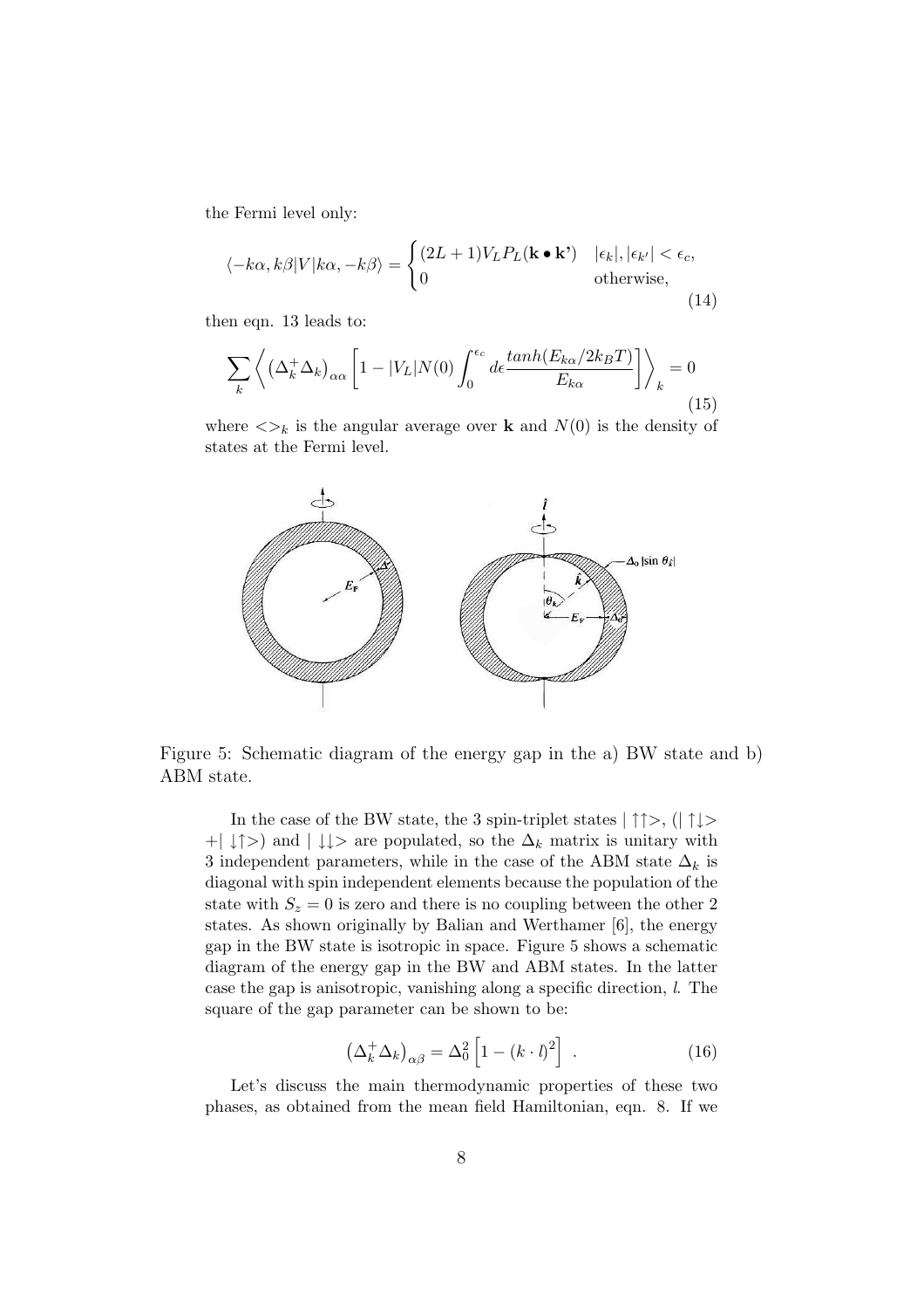the Fermi level only:

$$\langle -k\alpha, k\beta|V|k\alpha, -k\beta\rangle = \begin{cases} (2L+1)V_L P_L(\mathbf{k} \bullet \mathbf{k'}) & |\epsilon_k|, |\epsilon_{k'}| < \epsilon_c, \\ 0 & \text{otherwise,} \end{cases} \tag{14}$$

then eqn. 13 leads to:

$$\sum_k \left\langle \left(\Delta_k^+ \Delta_k\right)_{\alpha\alpha} \left[1 - |V_L| N(0) \int_0^{\epsilon_c} d\epsilon \frac{tanh(E_{k\alpha}/2k_B T)}{E_{k\alpha}}\right] \right\rangle_k = 0 \tag{15}$$

where $<>_k$ is the angular average over $\mathbf{k}$ and $N(0)$ is the density of states at the Fermi level.

Figure 5: Schematic diagram of the energy gap in the a) BW state and b) ABM state.

In the case of the BW state, the 3 spin-triplet states $|\uparrow\uparrow>$, ($|\uparrow\downarrow>$ $+|\downarrow\uparrow>$) and $|\downarrow\downarrow>$ are populated, so the $\Delta_k$ matrix is unitary with 3 independent parameters, while in the case of the ABM state $\Delta_k$ is diagonal with spin independent elements because the population of the state with $S_z = 0$ is zero and there is no coupling between the other 2 states. As shown originally by Balian and Werthamer [6], the energy gap in the BW state is isotropic in space. Figure 5 shows a schematic diagram of the energy gap in the BW and ABM states. In the latter case the gap is anisotropic, vanishing along a specific direction, $l$. The square of the gap parameter can be shown to be:

$$\left(\Delta_k^+ \Delta_k\right)_{\alpha\beta} = \Delta_0^2 \left[1 - (k \cdot l)^2\right] . \tag{16}$$

Let's discuss the main thermodynamic properties of these two phases, as obtained from the mean field Hamiltonian, eqn. 8. If we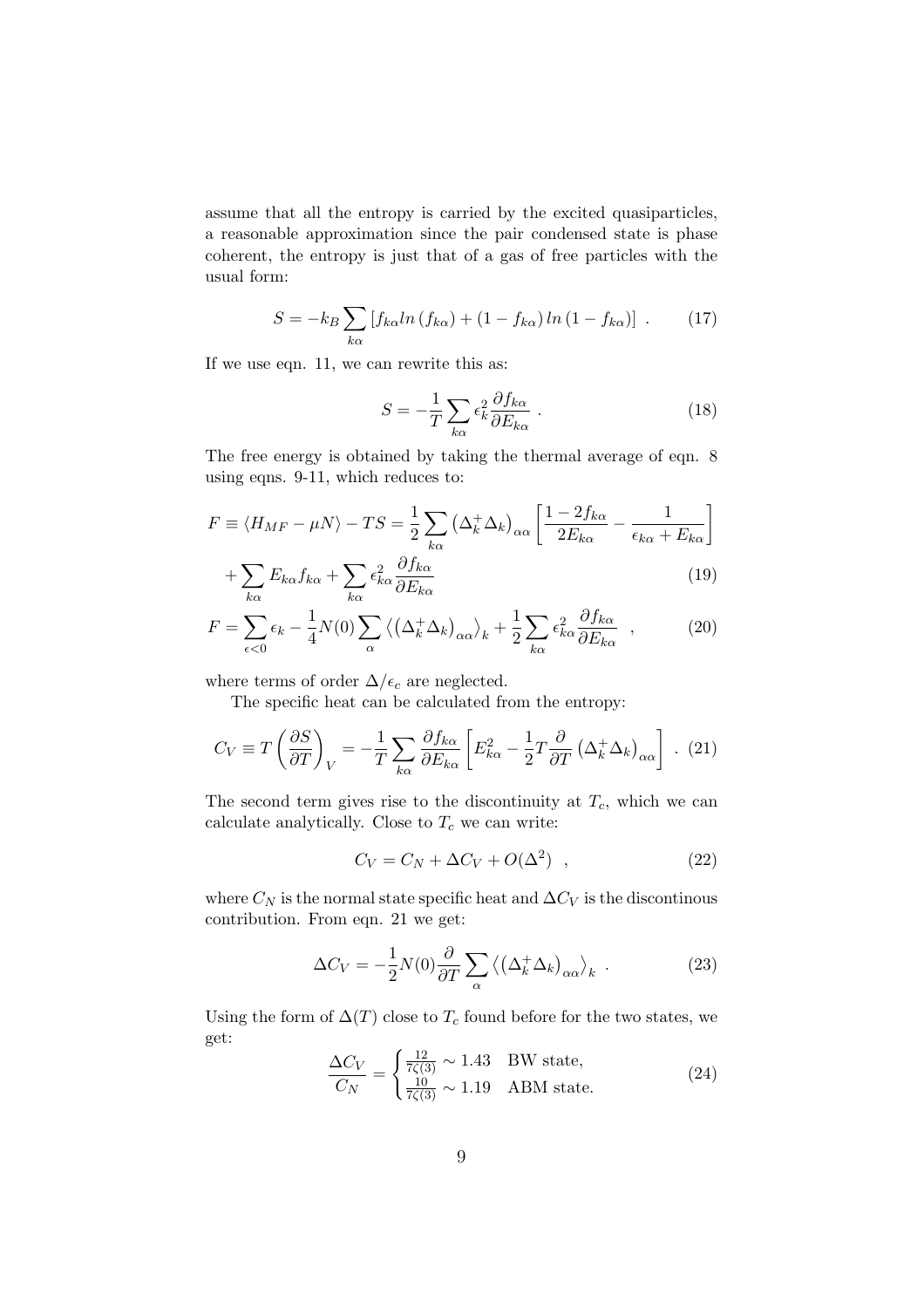assume that all the entropy is carried by the excited quasiparticles, a reasonable approximation since the pair condensed state is phase coherent, the entropy is just that of a gas of free particles with the usual form:

$$S = -k_B \sum_{k\alpha} \left[ f_{k\alpha} ln\left(f_{k\alpha}\right) + \left(1 - f_{k\alpha}\right) ln\left(1 - f_{k\alpha}\right) \right] \ . \tag{17}$$

If we use eqn. 11, we can rewrite this as:

$$S = -\frac{1}{T} \sum_{k\alpha} \epsilon_k^2 \frac{\partial f_{k\alpha}}{\partial E_{k\alpha}} \ . \tag{18}$$

The free energy is obtained by taking the thermal average of eqn. 8 using eqns. 9-11, which reduces to:

$$F \equiv \langle H_{MF} - \mu N \rangle - TS = \frac{1}{2} \sum_{k\alpha} \left(\Delta_k^+ \Delta_k\right)_{\alpha\alpha} \left[ \frac{1 - 2f_{k\alpha}}{2E_{k\alpha}} - \frac{1}{\epsilon_{k\alpha} + E_{k\alpha}} \right]$$

$$+ \sum_{k\alpha} E_{k\alpha} f_{k\alpha} + \sum_{k\alpha} \epsilon_{k\alpha}^2 \frac{\partial f_{k\alpha}}{\partial E_{k\alpha}} \tag{19}$$

$$F = \sum_{\epsilon<0} \epsilon_k - \frac{1}{4} N(0) \sum_{\alpha} \left\langle \left(\Delta_k^+ \Delta_k\right)_{\alpha\alpha} \right\rangle_k + \frac{1}{2} \sum_{k\alpha} \epsilon_{k\alpha}^2 \frac{\partial f_{k\alpha}}{\partial E_{k\alpha}} \ , \tag{20}$$

where terms of order $\Delta/\epsilon_c$ are neglected.

The specific heat can be calculated from the entropy:

$$C_V \equiv T \left( \frac{\partial S}{\partial T} \right)_V = -\frac{1}{T} \sum_{k\alpha} \frac{\partial f_{k\alpha}}{\partial E_{k\alpha}} \left[ E_{k\alpha}^2 - \frac{1}{2} T \frac{\partial}{\partial T} \left(\Delta_k^+ \Delta_k\right)_{\alpha\alpha} \right] \ . \tag{21}$$

The second term gives rise to the discontinuity at $T_c$, which we can calculate analytically. Close to $T_c$ we can write:

$$C_V = C_N + \Delta C_V + O(\Delta^2) \ , \tag{22}$$

where $C_N$ is the normal state specific heat and $\Delta C_V$ is the discontinous contribution. From eqn. 21 we get:

$$\Delta C_V = -\frac{1}{2} N(0) \frac{\partial}{\partial T} \sum_{\alpha} \left\langle \left(\Delta_k^+ \Delta_k\right)_{\alpha\alpha} \right\rangle_k \ . \tag{23}$$

Using the form of $\Delta(T)$ close to $T_c$ found before for the two states, we get:

$$\frac{\Delta C_V}{C_N} = \begin{cases} \frac{12}{7\zeta(3)} \sim 1.43 & \text{BW state,} \\ \frac{10}{7\zeta(3)} \sim 1.19 & \text{ABM state.} \end{cases} \tag{24}$$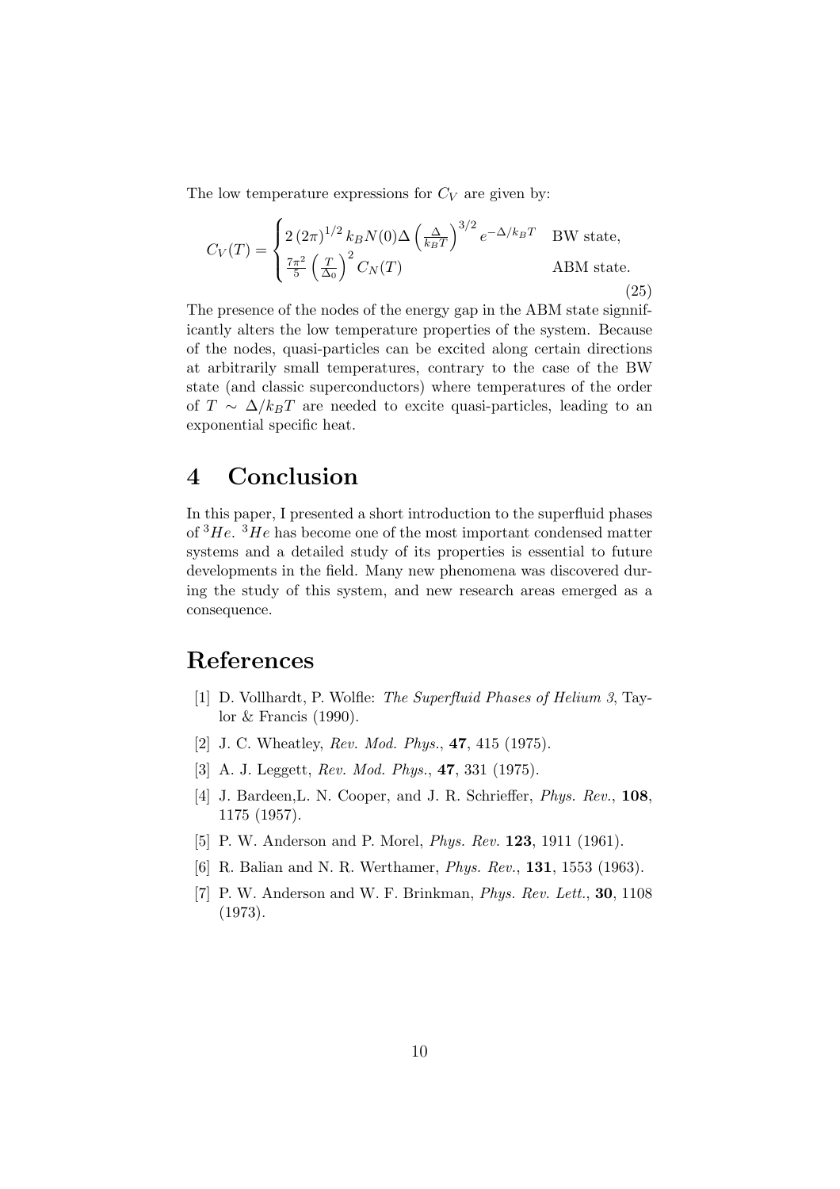The low temperature expressions for $C_V$ are given by:

$$C_V(T) = \begin{cases} 2\,(2\pi)^{1/2}\,k_B N(0)\Delta\left(\frac{\Delta}{k_B T}\right)^{3/2} e^{-\Delta/k_B T} & \text{BW state,} \\ \frac{7\pi^2}{5}\left(\frac{T}{\Delta_0}\right)^2 C_N(T) & \text{ABM state.} \end{cases} \tag{25}$$

The presence of the nodes of the energy gap in the ABM state signnificantly alters the low temperature properties of the system. Because of the nodes, quasi-particles can be excited along certain directions at arbitrarily small temperatures, contrary to the case of the BW state (and classic superconductors) where temperatures of the order of $T \sim \Delta/k_B T$ are needed to excite quasi-particles, leading to an exponential specific heat.

# 4 Conclusion

In this paper, I presented a short introduction to the superfluid phases of $^3He$. $^3He$ has become one of the most important condensed matter systems and a detailed study of its properties is essential to future developments in the field. Many new phenomena was discovered during the study of this system, and new research areas emerged as a consequence.

# References

[1] D. Vollhardt, P. Wolfle: *The Superfluid Phases of Helium 3*, Taylor & Francis (1990).

[2] J. C. Wheatley, *Rev. Mod. Phys.*, **47**, 415 (1975).

[3] A. J. Leggett, *Rev. Mod. Phys.*, **47**, 331 (1975).

[4] J. Bardeen,L. N. Cooper, and J. R. Schrieffer, *Phys. Rev.*, **108**, 1175 (1957).

[5] P. W. Anderson and P. Morel, *Phys. Rev.* **123**, 1911 (1961).

[6] R. Balian and N. R. Werthamer, *Phys. Rev.*, **131**, 1553 (1963).

[7] P. W. Anderson and W. F. Brinkman, *Phys. Rev. Lett.*, **30**, 1108 (1973).